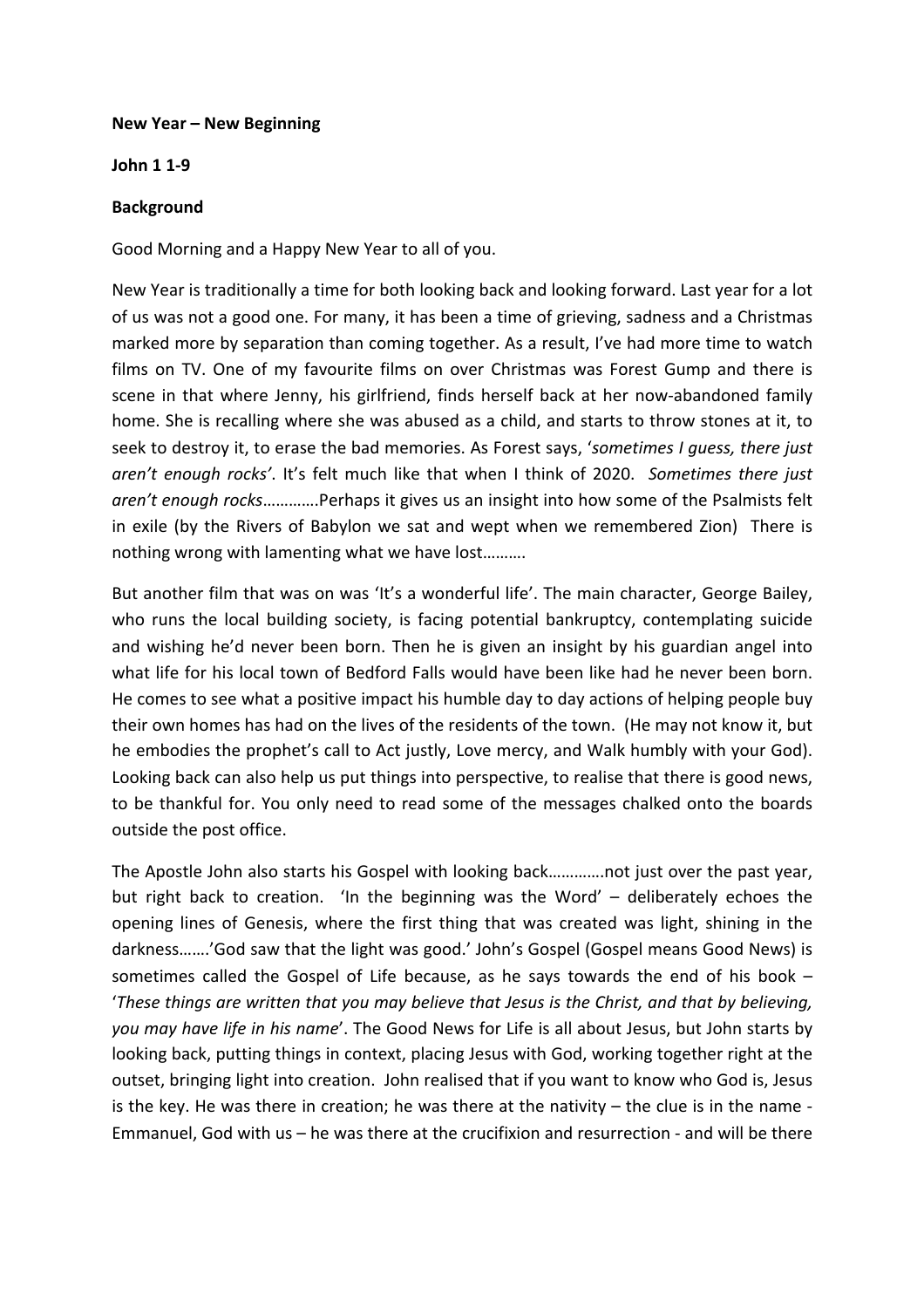**New Year – New Beginning**

**John 1 1-9**

**Background**

Good Morning and a Happy New Year to all of you.

New Year is traditionally a time for both looking back and looking forward. Last year for a lot of us was not a good one. For many, it has been a time of grieving, sadness and a Christmas marked more by separation than coming together. As a result, I've had more time to watch films on TV. One of my favourite films on over Christmas was Forest Gump and there is scene in that where Jenny, his girlfriend, finds herself back at her now-abandoned family home. She is recalling where she was abused as a child, and starts to throw stones at it, to seek to destroy it, to erase the bad memories. As Forest says, '*sometimes I guess, there just aren't enough rocks'*. It's felt much like that when I think of 2020. *Sometimes there just aren't enough rocks*…………Perhaps it gives us an insight into how some of the Psalmists felt in exile (by the Rivers of Babylon we sat and wept when we remembered Zion) There is nothing wrong with lamenting what we have lost……….

But another film that was on was 'It's a wonderful life'. The main character, George Bailey, who runs the local building society, is facing potential bankruptcy, contemplating suicide and wishing he'd never been born. Then he is given an insight by his guardian angel into what life for his local town of Bedford Falls would have been like had he never been born. He comes to see what a positive impact his humble day to day actions of helping people buy their own homes has had on the lives of the residents of the town. (He may not know it, but he embodies the prophet's call to Act justly, Love mercy, and Walk humbly with your God). Looking back can also help us put things into perspective, to realise that there is good news, to be thankful for. You only need to read some of the messages chalked onto the boards outside the post office.

The Apostle John also starts his Gospel with looking back………….not just over the past year, but right back to creation. 'In the beginning was the Word' – deliberately echoes the opening lines of Genesis, where the first thing that was created was light, shining in the darkness…….'God saw that the light was good.' John's Gospel (Gospel means Good News) is sometimes called the Gospel of Life because, as he says towards the end of his book – '*These things are written that you may believe that Jesus is the Christ, and that by believing, you may have life in his name*'. The Good News for Life is all about Jesus, but John starts by looking back, putting things in context, placing Jesus with God, working together right at the outset, bringing light into creation. John realised that if you want to know who God is, Jesus is the key. He was there in creation; he was there at the nativity – the clue is in the name - Emmanuel, God with us – he was there at the crucifixion and resurrection - and will be there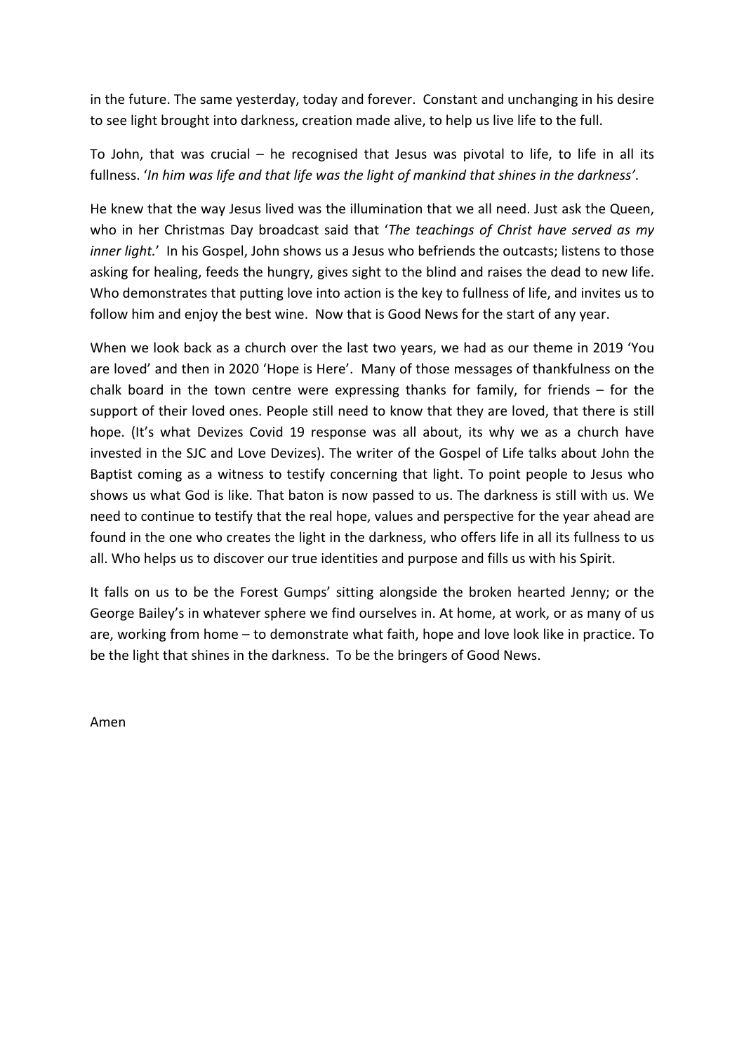in the future. The same yesterday, today and forever. Constant and unchanging in his desire to see light brought into darkness, creation made alive, to help us live life to the full.

To John, that was crucial – he recognised that Jesus was pivotal to life, to life in all its fullness. '*In him was life and that life was the light of mankind that shines in the darkness'*.

He knew that the way Jesus lived was the illumination that we all need. Just ask the Queen, who in her Christmas Day broadcast said that '*The teachings of Christ have served as my inner light.*' In his Gospel, John shows us a Jesus who befriends the outcasts; listens to those asking for healing, feeds the hungry, gives sight to the blind and raises the dead to new life. Who demonstrates that putting love into action is the key to fullness of life, and invites us to follow him and enjoy the best wine. Now that is Good News for the start of any year.

When we look back as a church over the last two years, we had as our theme in 2019 'You are loved' and then in 2020 'Hope is Here'. Many of those messages of thankfulness on the chalk board in the town centre were expressing thanks for family, for friends – for the support of their loved ones. People still need to know that they are loved, that there is still hope. (It's what Devizes Covid 19 response was all about, its why we as a church have invested in the SJC and Love Devizes). The writer of the Gospel of Life talks about John the Baptist coming as a witness to testify concerning that light. To point people to Jesus who shows us what God is like. That baton is now passed to us. The darkness is still with us. We need to continue to testify that the real hope, values and perspective for the year ahead are found in the one who creates the light in the darkness, who offers life in all its fullness to us all. Who helps us to discover our true identities and purpose and fills us with his Spirit.

It falls on us to be the Forest Gumps' sitting alongside the broken hearted Jenny; or the George Bailey's in whatever sphere we find ourselves in. At home, at work, or as many of us are, working from home – to demonstrate what faith, hope and love look like in practice. To be the light that shines in the darkness. To be the bringers of Good News.

Amen